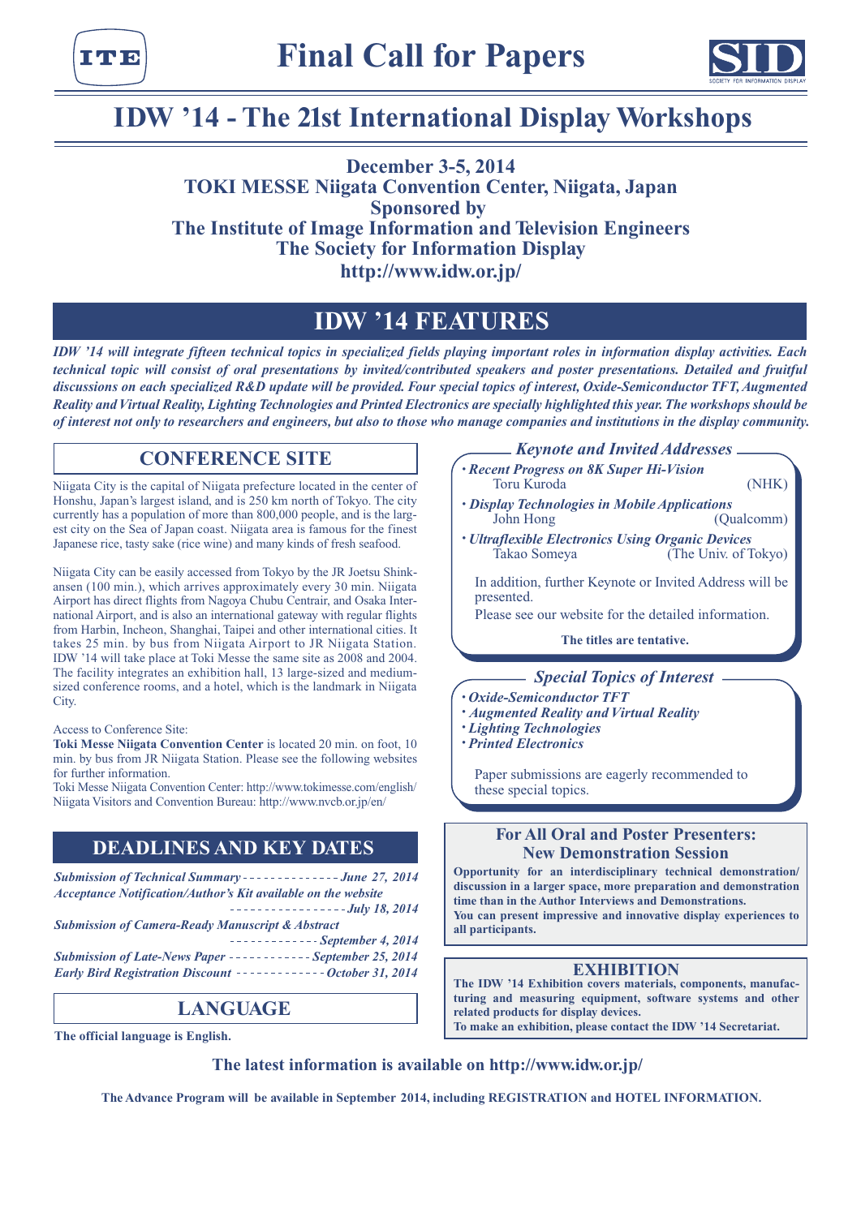# Final Call for Papers

## IDW '14 - The 21st International Display Workshops

**December 3-5, 2014**
**TOKI MESSE Niigata Convention Center, Niigata, Japan**
**Sponsored by**
**The Institute of Image Information and Television Engineers**
**The Society for Information Display**
**http://www.idw.or.jp/**

## IDW '14 FEATURES

***IDW '14 will integrate fifteen technical topics in specialized fields playing important roles in information display activities. Each technical topic will consist of oral presentations by invited/contributed speakers and poster presentations. Detailed and fruitful discussions on each specialized R&D update will be provided. Four special topics of interest, Oxide-Semiconductor TFT, Augmented Reality and Virtual Reality, Lighting Technologies and Printed Electronics are specially highlighted this year. The workshops should be of interest not only to researchers and engineers, but also to those who manage companies and institutions in the display community.***

### CONFERENCE SITE

Niigata City is the capital of Niigata prefecture located in the center of Honshu, Japan's largest island, and is 250 km north of Tokyo. The city currently has a population of more than 800,000 people, and is the largest city on the Sea of Japan coast. Niigata area is famous for the finest Japanese rice, tasty sake (rice wine) and many kinds of fresh seafood.

Niigata City can be easily accessed from Tokyo by the JR Joetsu Shinkansen (100 min.), which arrives approximately every 30 min. Niigata Airport has direct flights from Nagoya Chubu Centrair, and Osaka International Airport, and is also an international gateway with regular flights from Harbin, Incheon, Shanghai, Taipei and other international cities. It takes 25 min. by bus from Niigata Airport to JR Niigata Station. IDW '14 will take place at Toki Messe the same site as 2008 and 2004. The facility integrates an exhibition hall, 13 large-sized and medium-sized conference rooms, and a hotel, which is the landmark in Niigata City.

Access to Conference Site:
**Toki Messe Niigata Convention Center** is located 20 min. on foot, 10 min. by bus from JR Niigata Station. Please see the following websites for further information.
Toki Messe Niigata Convention Center: http://www.tokimesse.com/english/
Niigata Visitors and Convention Bureau: http://www.nvcb.or.jp/en/

### DEADLINES AND KEY DATES

*Submission of Technical Summary* ------------- *June 27, 2014*
*Acceptance Notification/Author's Kit available on the website* ---------------- *July 18, 2014*
*Submission of Camera-Ready Manuscript & Abstract* ------------ *September 4, 2014*
*Submission of Late-News Paper* ----------- *September 25, 2014*
*Early Bird Registration Discount* ------------ *October 31, 2014*

### LANGUAGE

**The official language is English.**

### *Keynote and Invited Addresses*

- ***Recent Progress on 8K Super Hi-Vision***
  Toru Kuroda (NHK)
- ***Display Technologies in Mobile Applications***
  John Hong (Qualcomm)
- ***Ultraflexible Electronics Using Organic Devices***
  Takao Someya (The Univ. of Tokyo)

In addition, further Keynote or Invited Address will be presented.
Please see our website for the detailed information.

**The titles are tentative.**

### *Special Topics of Interest*

- ***Oxide-Semiconductor TFT***
- ***Augmented Reality and Virtual Reality***
- ***Lighting Technologies***
- ***Printed Electronics***

Paper submissions are eagerly recommended to these special topics.

### For All Oral and Poster Presenters: New Demonstration Session

**Opportunity for an interdisciplinary technical demonstration/discussion in a larger space, more preparation and demonstration time than in the Author Interviews and Demonstrations.**
**You can present impressive and innovative display experiences to all participants.**

### EXHIBITION

**The IDW '14 Exhibition covers materials, components, manufacturing and measuring equipment, software systems and other related products for display devices.**
**To make an exhibition, please contact the IDW '14 Secretariat.**

**The latest information is available on http://www.idw.or.jp/**

**The Advance Program will be available in September 2014, including REGISTRATION and HOTEL INFORMATION.**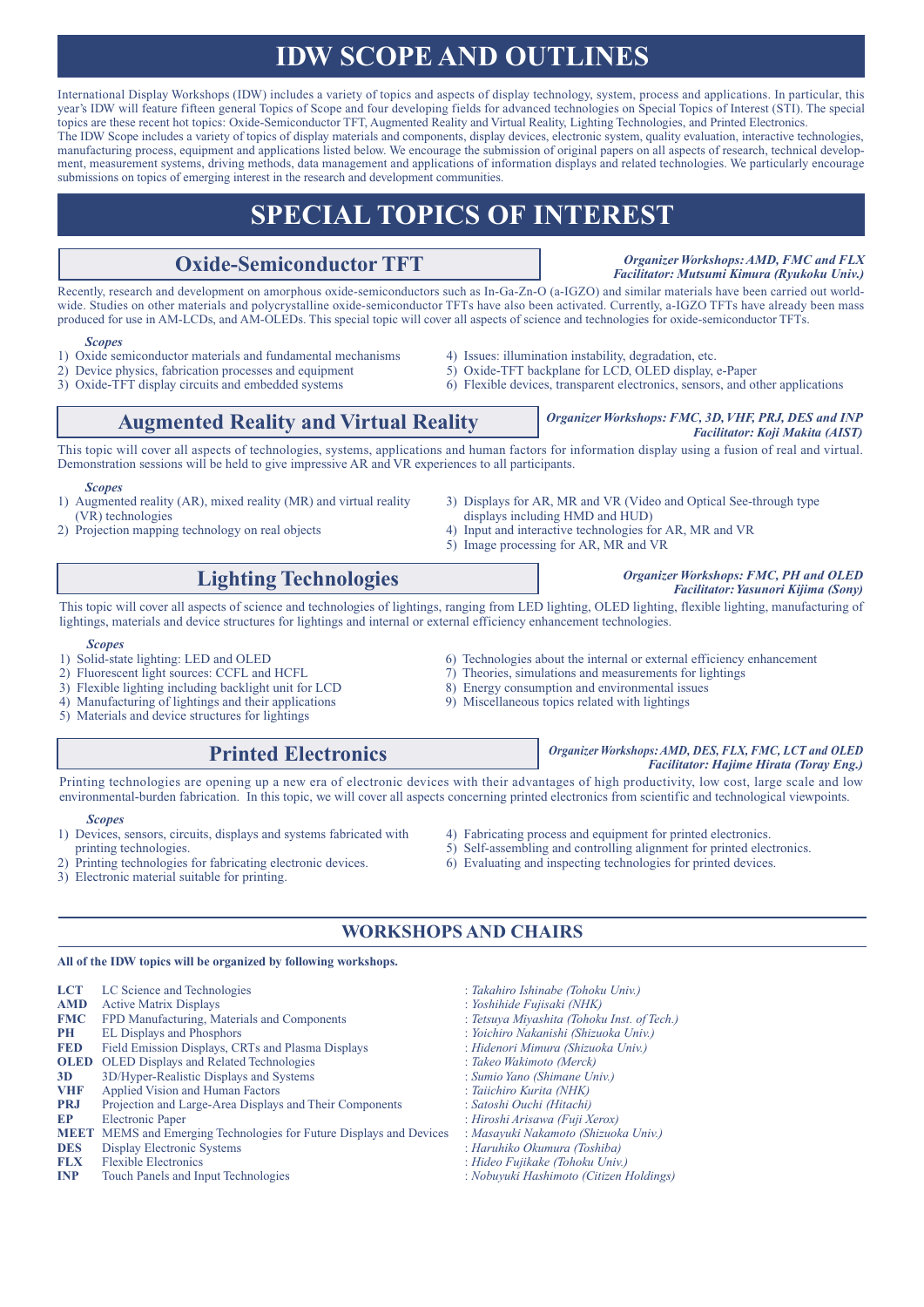# IDW SCOPE AND OUTLINES

International Display Workshops (IDW) includes a variety of topics and aspects of display technology, system, process and applications. In particular, this year's IDW will feature fifteen general Topics of Scope and four developing fields for advanced technologies on Special Topics of Interest (STI). The special topics are these recent hot topics: Oxide-Semiconductor TFT, Augmented Reality and Virtual Reality, Lighting Technologies, and Printed Electronics.
The IDW Scope includes a variety of topics of display materials and components, display devices, electronic system, quality evaluation, interactive technologies, manufacturing process, equipment and applications listed below. We encourage the submission of original papers on all aspects of research, technical development, measurement systems, driving methods, data management and applications of information displays and related technologies. We particularly encourage submissions on topics of emerging interest in the research and development communities.

# SPECIAL TOPICS OF INTEREST

## Oxide-Semiconductor TFT

***Organizer Workshops: AMD, FMC and FLX***
***Facilitator: Mutsumi Kimura (Ryukoku Univ.)***

Recently, research and development on amorphous oxide-semiconductors such as In-Ga-Zn-O (a-IGZO) and similar materials have been carried out worldwide. Studies on other materials and polycrystalline oxide-semiconductor TFTs have also been activated. Currently, a-IGZO TFTs have already been mass produced for use in AM-LCDs, and AM-OLEDs. This special topic will cover all aspects of science and technologies for oxide-semiconductor TFTs.

*Scopes*

1) Oxide semiconductor materials and fundamental mechanisms
2) Device physics, fabrication processes and equipment
3) Oxide-TFT display circuits and embedded systems
4) Issues: illumination instability, degradation, etc.
5) Oxide-TFT backplane for LCD, OLED display, e-Paper
6) Flexible devices, transparent electronics, sensors, and other applications

## Augmented Reality and Virtual Reality

***Organizer Workshops: FMC, 3D, VHF, PRJ, DES and INP***
***Facilitator: Koji Makita (AIST)***

This topic will cover all aspects of technologies, systems, applications and human factors for information display using a fusion of real and virtual. Demonstration sessions will be held to give impressive AR and VR experiences to all participants.

*Scopes*

1) Augmented reality (AR), mixed reality (MR) and virtual reality (VR) technologies
2) Projection mapping technology on real objects
3) Displays for AR, MR and VR (Video and Optical See-through type displays including HMD and HUD)
4) Input and interactive technologies for AR, MR and VR
5) Image processing for AR, MR and VR

## Lighting Technologies

***Organizer Workshops: FMC, PH and OLED***
***Facilitator: Yasunori Kijima (Sony)***

This topic will cover all aspects of science and technologies of lightings, ranging from LED lighting, OLED lighting, flexible lighting, manufacturing of lightings, materials and device structures for lightings and internal or external efficiency enhancement technologies.

*Scopes*

1) Solid-state lighting: LED and OLED
2) Fluorescent light sources: CCFL and HCFL
3) Flexible lighting including backlight unit for LCD
4) Manufacturing of lightings and their applications
5) Materials and device structures for lightings
6) Technologies about the internal or external efficiency enhancement
7) Theories, simulations and measurements for lightings
8) Energy consumption and environmental issues
9) Miscellaneous topics related with lightings

## Printed Electronics

***Organizer Workshops: AMD, DES, FLX, FMC, LCT and OLED***
***Facilitator: Hajime Hirata (Toray Eng.)***

Printing technologies are opening up a new era of electronic devices with their advantages of high productivity, low cost, large scale and low environmental-burden fabrication. In this topic, we will cover all aspects concerning printed electronics from scientific and technological viewpoints.

*Scopes*

1) Devices, sensors, circuits, displays and systems fabricated with printing technologies.
2) Printing technologies for fabricating electronic devices.
3) Electronic material suitable for printing.
4) Fabricating process and equipment for printed electronics.
5) Self-assembling and controlling alignment for printed electronics.
6) Evaluating and inspecting technologies for printed devices.

## WORKSHOPS AND CHAIRS

**All of the IDW topics will be organized by following workshops.**

| | | |
|---|---|---|
| **LCT** | LC Science and Technologies | : *Takahiro Ishinabe (Tohoku Univ.)* |
| **AMD** | Active Matrix Displays | : *Yoshihide Fujisaki (NHK)* |
| **FMC** | FPD Manufacturing, Materials and Components | : *Tetsuya Miyashita (Tohoku Inst. of Tech.)* |
| **PH** | EL Displays and Phosphors | : *Yoichiro Nakanishi (Shizuoka Univ.)* |
| **FED** | Field Emission Displays, CRTs and Plasma Displays | : *Hidenori Mimura (Shizuoka Univ.)* |
| **OLED** | OLED Displays and Related Technologies | : *Takeo Wakimoto (Merck)* |
| **3D** | 3D/Hyper-Realistic Displays and Systems | : *Sumio Yano (Shimane Univ.)* |
| **VHF** | Applied Vision and Human Factors | : *Taiichiro Kurita (NHK)* |
| **PRJ** | Projection and Large-Area Displays and Their Components | : *Satoshi Ouchi (Hitachi)* |
| **EP** | Electronic Paper | : *Hiroshi Arisawa (Fuji Xerox)* |
| **MEET** | MEMS and Emerging Technologies for Future Displays and Devices | : *Masayuki Nakamoto (Shizuoka Univ.)* |
| **DES** | Display Electronic Systems | : *Haruhiko Okumura (Toshiba)* |
| **FLX** | Flexible Electronics | : *Hideo Fujikake (Tohoku Univ.)* |
| **INP** | Touch Panels and Input Technologies | : *Nobuyuki Hashimoto (Citizen Holdings)* |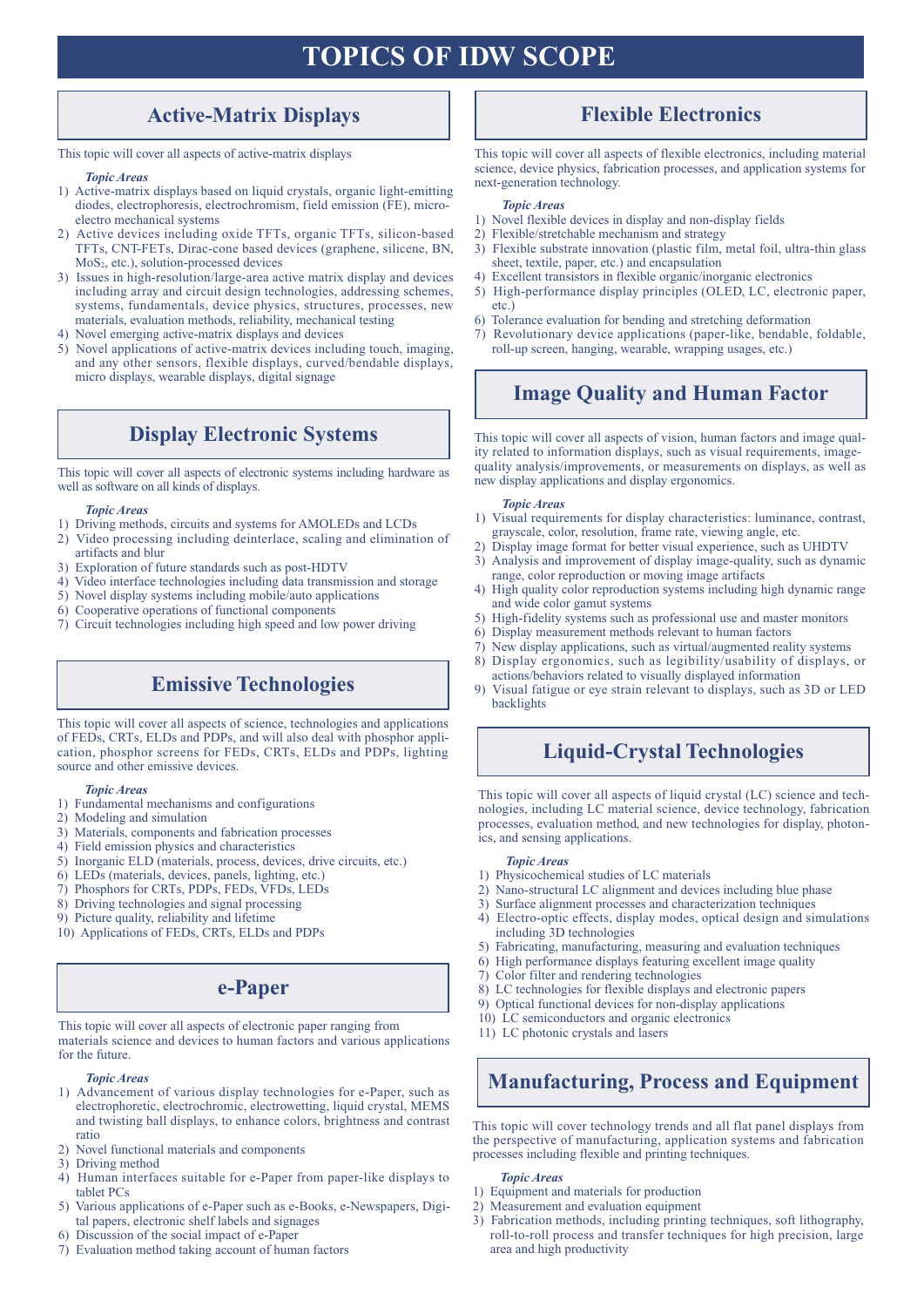# TOPICS OF IDW SCOPE

## Active-Matrix Displays

This topic will cover all aspects of active-matrix displays

*Topic Areas*

1) Active-matrix displays based on liquid crystals, organic light-emitting diodes, electrophoresis, electrochromism, field emission (FE), micro-electro mechanical systems
2) Active devices including oxide TFTs, organic TFTs, silicon-based TFTs, CNT-FETs, Dirac-cone based devices (graphene, silicene, BN, $MoS_2$, etc.), solution-processed devices
3) Issues in high-resolution/large-area active matrix display and devices including array and circuit design technologies, addressing schemes, systems, fundamentals, device physics, structures, processes, new materials, evaluation methods, reliability, mechanical testing
4) Novel emerging active-matrix displays and devices
5) Novel applications of active-matrix devices including touch, imaging, and any other sensors, flexible displays, curved/bendable displays, micro displays, wearable displays, digital signage

## Display Electronic Systems

This topic will cover all aspects of electronic systems including hardware as well as software on all kinds of displays.

*Topic Areas*

1) Driving methods, circuits and systems for AMOLEDs and LCDs
2) Video processing including deinterlace, scaling and elimination of artifacts and blur
3) Exploration of future standards such as post-HDTV
4) Video interface technologies including data transmission and storage
5) Novel display systems including mobile/auto applications
6) Cooperative operations of functional components
7) Circuit technologies including high speed and low power driving

## Emissive Technologies

This topic will cover all aspects of science, technologies and applications of FEDs, CRTs, ELDs and PDPs, and will also deal with phosphor application, phosphor screens for FEDs, CRTs, ELDs and PDPs, lighting source and other emissive devices.

*Topic Areas*

1) Fundamental mechanisms and configurations
2) Modeling and simulation
3) Materials, components and fabrication processes
4) Field emission physics and characteristics
5) Inorganic ELD (materials, process, devices, drive circuits, etc.)
6) LEDs (materials, devices, panels, lighting, etc.)
7) Phosphors for CRTs, PDPs, FEDs, VFDs, LEDs
8) Driving technologies and signal processing
9) Picture quality, reliability and lifetime
10) Applications of FEDs, CRTs, ELDs and PDPs

## e-Paper

This topic will cover all aspects of electronic paper ranging from materials science and devices to human factors and various applications for the future.

*Topic Areas*

1) Advancement of various display technologies for e-Paper, such as electrophoretic, electrochromic, electrowetting, liquid crystal, MEMS and twisting ball displays, to enhance colors, brightness and contrast ratio
2) Novel functional materials and components
3) Driving method
4) Human interfaces suitable for e-Paper from paper-like displays to tablet PCs
5) Various applications of e-Paper such as e-Books, e-Newspapers, Digital papers, electronic shelf labels and signages
6) Discussion of the social impact of e-Paper
7) Evaluation method taking account of human factors

## Flexible Electronics

This topic will cover all aspects of flexible electronics, including material science, device physics, fabrication processes, and application systems for next-generation technology.

*Topic Areas*

1) Novel flexible devices in display and non-display fields
2) Flexible/stretchable mechanism and strategy
3) Flexible substrate innovation (plastic film, metal foil, ultra-thin glass sheet, textile, paper, etc.) and encapsulation
4) Excellent transistors in flexible organic/inorganic electronics
5) High-performance display principles (OLED, LC, electronic paper, etc.)
6) Tolerance evaluation for bending and stretching deformation
7) Revolutionary device applications (paper-like, bendable, foldable, roll-up screen, hanging, wearable, wrapping usages, etc.)

## Image Quality and Human Factor

This topic will cover all aspects of vision, human factors and image quality related to information displays, such as visual requirements, image-quality analysis/improvements, or measurements on displays, as well as new display applications and display ergonomics.

*Topic Areas*

1) Visual requirements for display characteristics: luminance, contrast, grayscale, color, resolution, frame rate, viewing angle, etc.
2) Display image format for better visual experience, such as UHDTV
3) Analysis and improvement of display image-quality, such as dynamic range, color reproduction or moving image artifacts
4) High quality color reproduction systems including high dynamic range and wide color gamut systems
5) High-fidelity systems such as professional use and master monitors
6) Display measurement methods relevant to human factors
7) New display applications, such as virtual/augmented reality systems
8) Display ergonomics, such as legibility/usability of displays, or actions/behaviors related to visually displayed information
9) Visual fatigue or eye strain relevant to displays, such as 3D or LED backlights

## Liquid-Crystal Technologies

This topic will cover all aspects of liquid crystal (LC) science and technologies, including LC material science, device technology, fabrication processes, evaluation method, and new technologies for display, photonics, and sensing applications.

*Topic Areas*

1) Physicochemical studies of LC materials
2) Nano-structural LC alignment and devices including blue phase
3) Surface alignment processes and characterization techniques
4) Electro-optic effects, display modes, optical design and simulations including 3D technologies
5) Fabricating, manufacturing, measuring and evaluation techniques
6) High performance displays featuring excellent image quality
7) Color filter and rendering technologies
8) LC technologies for flexible displays and electronic papers
9) Optical functional devices for non-display applications
10) LC semiconductors and organic electronics
11) LC photonic crystals and lasers

## Manufacturing, Process and Equipment

This topic will cover technology trends and all flat panel displays from the perspective of manufacturing, application systems and fabrication processes including flexible and printing techniques.

*Topic Areas*

1) Equipment and materials for production
2) Measurement and evaluation equipment
3) Fabrication methods, including printing techniques, soft lithography, roll-to-roll process and transfer techniques for high precision, large area and high productivity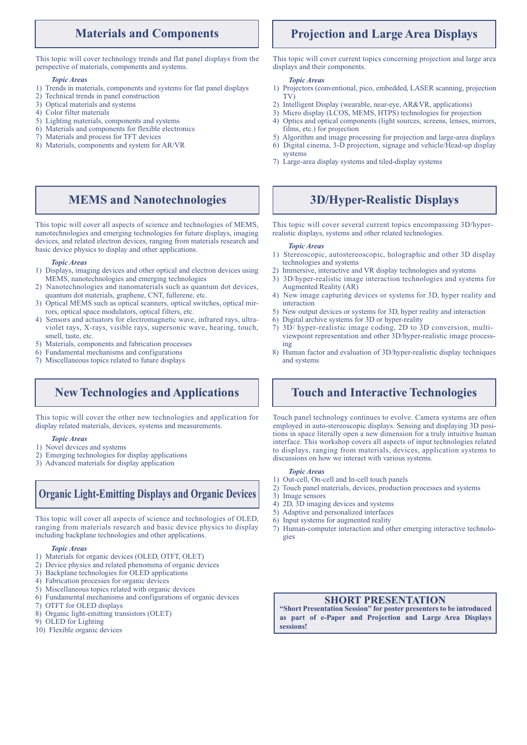## Materials and Components

This topic will cover technology trends and flat panel displays from the perspective of materials, components and systems.

*Topic Areas*

1) Trends in materials, components and systems for flat panel displays
2) Technical trends in panel construction
3) Optical materials and systems
4) Color filter materials
5) Lighting materials, components and systems
6) Materials and components for flexible electronics
7) Materials and process for TFT devices
8) Materials, components and system for AR/VR

## MEMS and Nanotechnologies

This topic will cover all aspects of science and technologies of MEMS, nanotechnologies and emerging technologies for future displays, imaging devices, and related electron devices, ranging from materials research and basic device physics to display and other applications.

*Topic Areas*

1) Displays, imaging devices and other optical and electron devices using MEMS, nanotechnologies and emerging technologies
2) Nanotechnologies and nanomaterials such as quantum dot devices, quantum dot materials, graphene, CNT, fullerene, etc.
3) Optical MEMS such as optical scanners, optical switches, optical mirrors, optical space modulators, optical filters, etc.
4) Sensors and actuators for electromagnetic wave, infrared rays, ultraviolet rays, X-rays, visible rays, supersonic wave, hearing, touch, smell, taste, etc.
5) Materials, components and fabrication processes
6) Fundamental mechanisms and configurations
7) Miscellaneous topics related to future displays

## New Technologies and Applications

This topic will cover the other new technologies and application for display related materials, devices, systems and measurements.

*Topic Areas*

1) Novel devices and systems
2) Emerging technologies for display applications
3) Advanced materials for display application

## Organic Light-Emitting Displays and Organic Devices

This topic will cover all aspects of science and technologies of OLED, ranging from materials research and basic device physics to display including backplane technologies and other applications.

*Topic Areas*

1) Materials for organic devices (OLED, OTFT, OLET)
2) Device physics and related phenomena of organic devices
3) Backplane technologies for OLED applications
4) Fabrication processes for organic devices
5) Miscellaneous topics related with organic devices
6) Fundamental mechanisms and configurations of organic devices
7) OTFT for OLED displays
8) Organic light-emitting transistors (OLET)
9) OLED for Lighting
10) Flexible organic devices

## Projection and Large Area Displays

This topic will cover current topics concerning projection and large area displays and their components.

*Topic Areas*

1) Projectors (conventional, pico, embedded, LASER scanning, projection TV)
2) Intelligent Display (wearable, near-eye, AR&VR, applications)
3) Micro display (LCOS, MEMS, HTPS) technologies for projection
4) Optics and optical components (light sources, screens, lenses, mirrors, films, etc.) for projection
5) Algorithm and image processing for projection and large-area displays
6) Digital cinema, 3-D projection, signage and vehicle/Head-up display systems
7) Large-area display systems and tiled-display systems

## 3D/Hyper-Realistic Displays

This topic will cover several current topics encompassing 3D/hyper-realistic displays, systems and other related technologies.

*Topic Areas*

1) Stereoscopic, autostereoscopic, holographic and other 3D display technologies and systems
2) Immersive, interactive and VR display technologies and systems
3) 3D/hyper-realistic image interaction technologies and systems for Augmented Reality (AR)
4) New image capturing devices or systems for 3D, hyper reality and interaction
5) New output devices or systems for 3D, hyper reality and interaction
6) Digital archive systems for 3D or hyper-reality
7) 3D/ hyper-realistic image coding, 2D to 3D conversion, multi-viewpoint representation and other 3D/hyper-realistic image processing
8) Human factor and evaluation of 3D/hyper-realistic display techniques and systems

## Touch and Interactive Technologies

Touch panel technology continues to evolve. Camera systems are often employed in auto-stereoscopic displays. Sensing and displaying 3D positions in space literally open a new dimension for a truly intuitive human interface. This workshop covers all aspects of input technologies related to displays, ranging from materials, devices, application systems to discussions on how we interact with various systems.

*Topic Areas*

1) Out-cell, On-cell and In-cell touch panels
2) Touch panel materials, devices, production processes and systems
3) Image sensors
4) 2D, 3D imaging devices and systems
5) Adaptive and personalized interfaces
6) Input systems for augmented reality
7) Human-computer interaction and other emerging interactive technologies

## SHORT PRESENTATION

**"Short Presentation Session" for poster presenters to be introduced as part of e-Paper and Projection and Large Area Displays sessions!**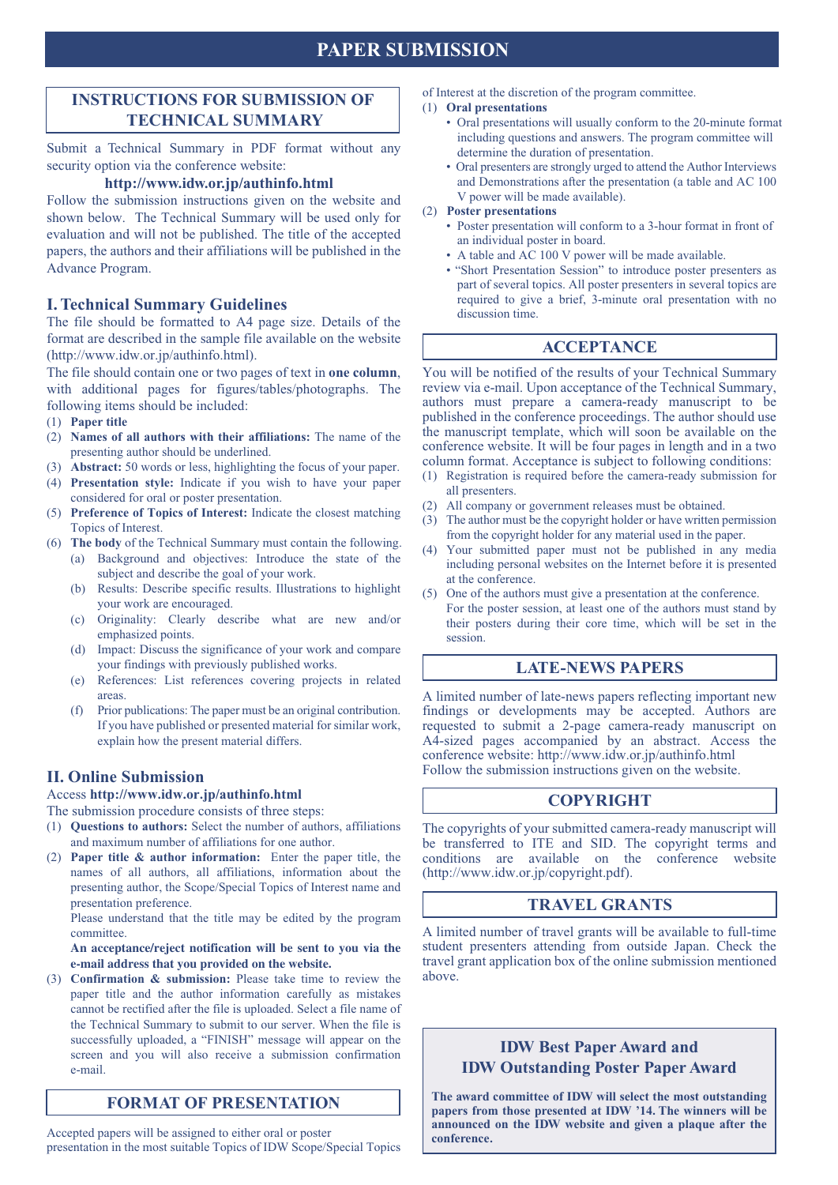# PAPER SUBMISSION

## INSTRUCTIONS FOR SUBMISSION OF TECHNICAL SUMMARY

Submit a Technical Summary in PDF format without any security option via the conference website:

**http://www.idw.or.jp/authinfo.html**

Follow the submission instructions given on the website and shown below. The Technical Summary will be used only for evaluation and will not be published. The title of the accepted papers, the authors and their affiliations will be published in the Advance Program.

### I. Technical Summary Guidelines

The file should be formatted to A4 page size. Details of the format are described in the sample file available on the website (http://www.idw.or.jp/authinfo.html).

The file should contain one or two pages of text in **one column**, with additional pages for figures/tables/photographs. The following items should be included:

(1) **Paper title**
(2) **Names of all authors with their affiliations:** The name of the presenting author should be underlined.
(3) **Abstract:** 50 words or less, highlighting the focus of your paper.
(4) **Presentation style:** Indicate if you wish to have your paper considered for oral or poster presentation.
(5) **Preference of Topics of Interest:** Indicate the closest matching Topics of Interest.
(6) **The body** of the Technical Summary must contain the following.
  (a) Background and objectives: Introduce the state of the subject and describe the goal of your work.
  (b) Results: Describe specific results. Illustrations to highlight your work are encouraged.
  (c) Originality: Clearly describe what are new and/or emphasized points.
  (d) Impact: Discuss the significance of your work and compare your findings with previously published works.
  (e) References: List references covering projects in related areas.
  (f) Prior publications: The paper must be an original contribution. If you have published or presented material for similar work, explain how the present material differs.

### II. Online Submission

Access **http://www.idw.or.jp/authinfo.html**

The submission procedure consists of three steps:

(1) **Questions to authors:** Select the number of authors, affiliations and maximum number of affiliations for one author.
(2) **Paper title & author information:** Enter the paper title, the names of all authors, all affiliations, information about the presenting author, the Scope/Special Topics of Interest name and presentation preference.
  Please understand that the title may be edited by the program committee.
  **An acceptance/reject notification will be sent to you via the e-mail address that you provided on the website.**
(3) **Confirmation & submission:** Please take time to review the paper title and the author information carefully as mistakes cannot be rectified after the file is uploaded. Select a file name of the Technical Summary to submit to our server. When the file is successfully uploaded, a "FINISH" message will appear on the screen and you will also receive a submission confirmation e-mail.

## FORMAT OF PRESENTATION

Accepted papers will be assigned to either oral or poster presentation in the most suitable Topics of IDW Scope/Special Topics of Interest at the discretion of the program committee.

(1) **Oral presentations**
- Oral presentations will usually conform to the 20-minute format including questions and answers. The program committee will determine the duration of presentation.
- Oral presenters are strongly urged to attend the Author Interviews and Demonstrations after the presentation (a table and AC 100 V power will be made available).

(2) **Poster presentations**
- Poster presentation will conform to a 3-hour format in front of an individual poster in board.
- A table and AC 100 V power will be made available.
- "Short Presentation Session" to introduce poster presenters as part of several topics. All poster presenters in several topics are required to give a brief, 3-minute oral presentation with no discussion time.

## ACCEPTANCE

You will be notified of the results of your Technical Summary review via e-mail. Upon acceptance of the Technical Summary, authors must prepare a camera-ready manuscript to be published in the conference proceedings. The author should use the manuscript template, which will soon be available on the conference website. It will be four pages in length and in a two column format. Acceptance is subject to following conditions:

(1) Registration is required before the camera-ready submission for all presenters.
(2) All company or government releases must be obtained.
(3) The author must be the copyright holder or have written permission from the copyright holder for any material used in the paper.
(4) Your submitted paper must not be published in any media including personal websites on the Internet before it is presented at the conference.
(5) One of the authors must give a presentation at the conference. For the poster session, at least one of the authors must stand by their posters during their core time, which will be set in the session.

## LATE-NEWS PAPERS

A limited number of late-news papers reflecting important new findings or developments may be accepted. Authors are requested to submit a 2-page camera-ready manuscript on A4-sized pages accompanied by an abstract. Access the conference website: http://www.idw.or.jp/authinfo.html

Follow the submission instructions given on the website.

## COPYRIGHT

The copyrights of your submitted camera-ready manuscript will be transferred to ITE and SID. The copyright terms and conditions are available on the conference website (http://www.idw.or.jp/copyright.pdf).

## TRAVEL GRANTS

A limited number of travel grants will be available to full-time student presenters attending from outside Japan. Check the travel grant application box of the online submission mentioned above.

## IDW Best Paper Award and IDW Outstanding Poster Paper Award

**The award committee of IDW will select the most outstanding papers from those presented at IDW '14. The winners will be announced on the IDW website and given a plaque after the conference.**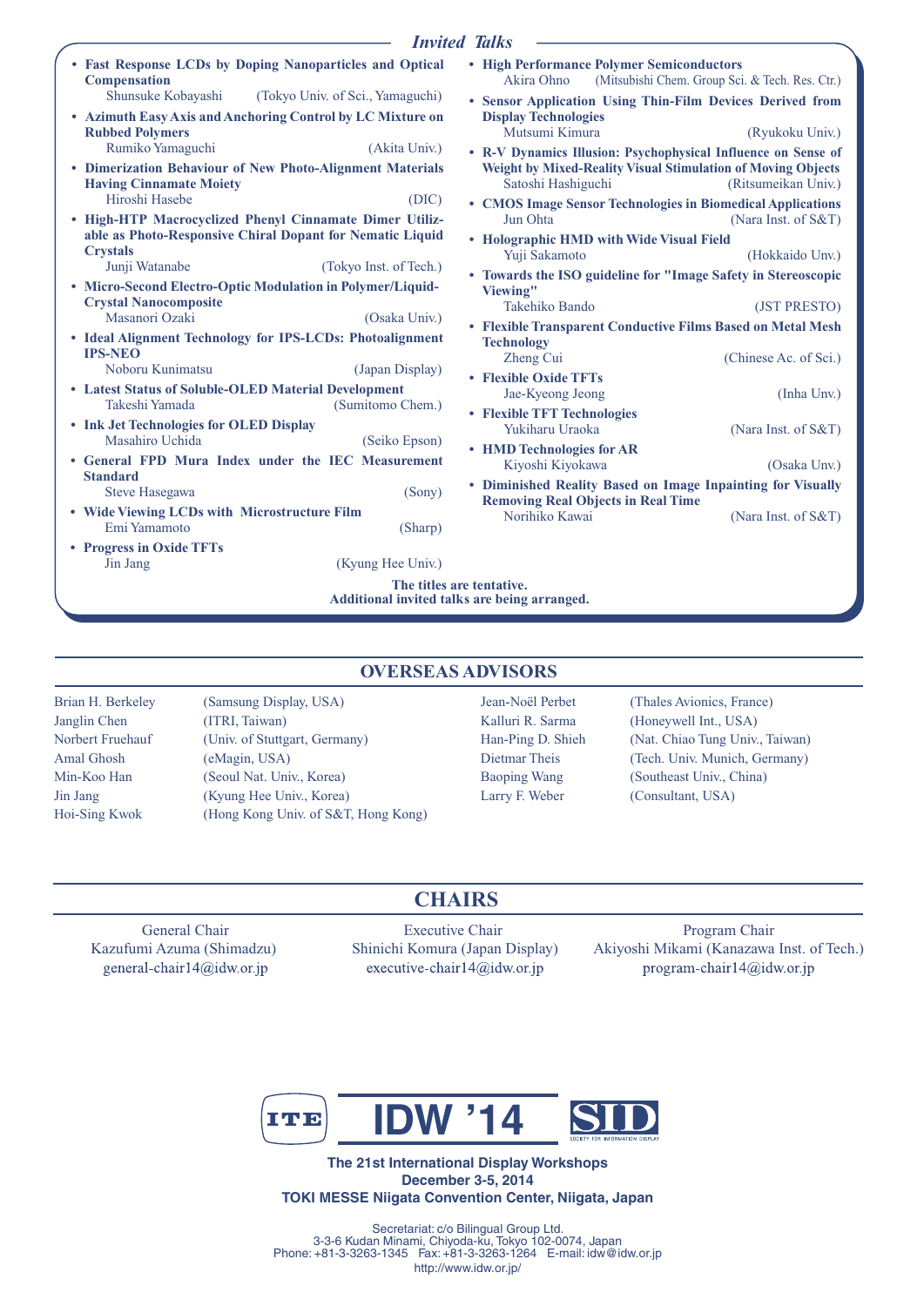## *Invited Talks*

- **Fast Response LCDs by Doping Nanoparticles and Optical Compensation**
  Shunsuke Kobayashi (Tokyo Univ. of Sci., Yamaguchi)
- **Azimuth Easy Axis and Anchoring Control by LC Mixture on Rubbed Polymers**
  Rumiko Yamaguchi (Akita Univ.)
- **Dimerization Behaviour of New Photo-Alignment Materials Having Cinnamate Moiety**
  Hiroshi Hasebe (DIC)
- **High-HTP Macrocyclized Phenyl Cinnamate Dimer Utilizable as Photo-Responsive Chiral Dopant for Nematic Liquid Crystals**
  Junji Watanabe (Tokyo Inst. of Tech.)
- **Micro-Second Electro-Optic Modulation in Polymer/Liquid-Crystal Nanocomposite**
  Masanori Ozaki (Osaka Univ.)
- **Ideal Alignment Technology for IPS-LCDs: Photoalignment IPS-NEO**
  Noboru Kunimatsu (Japan Display)
- **Latest Status of Soluble-OLED Material Development**
  Takeshi Yamada (Sumitomo Chem.)
- **Ink Jet Technologies for OLED Display**
  Masahiro Uchida (Seiko Epson)
- **General FPD Mura Index under the IEC Measurement Standard**
  Steve Hasegawa (Sony)
- **Wide Viewing LCDs with Microstructure Film**
  Emi Yamamoto (Sharp)
- **Progress in Oxide TFTs**
  Jin Jang (Kyung Hee Univ.)
- **High Performance Polymer Semiconductors**
  Akira Ohno (Mitsubishi Chem. Group Sci. & Tech. Res. Ctr.)
- **Sensor Application Using Thin-Film Devices Derived from Display Technologies**
  Mutsumi Kimura (Ryukoku Univ.)
- **R-V Dynamics Illusion: Psychophysical Influence on Sense of Weight by Mixed-Reality Visual Stimulation of Moving Objects**
  Satoshi Hashiguchi (Ritsumeikan Univ.)
- **CMOS Image Sensor Technologies in Biomedical Applications**
  Jun Ohta (Nara Inst. of S&T)
- **Holographic HMD with Wide Visual Field**
  Yuji Sakamoto (Hokkaido Unv.)
- **Towards the ISO guideline for "Image Safety in Stereoscopic Viewing"**
  Takehiko Bando (JST PRESTO)
- **Flexible Transparent Conductive Films Based on Metal Mesh Technology**
  Zheng Cui (Chinese Ac. of Sci.)
- **Flexible Oxide TFTs**
  Jae-Kyeong Jeong (Inha Unv.)
- **Flexible TFT Technologies**
  Yukiharu Uraoka (Nara Inst. of S&T)
- **HMD Technologies for AR**
  Kiyoshi Kiyokawa (Osaka Unv.)
- **Diminished Reality Based on Image Inpainting for Visually Removing Real Objects in Real Time**
  Norihiko Kawai (Nara Inst. of S&T)

**The titles are tentative.**
**Additional invited talks are being arranged.**

## OVERSEAS ADVISORS

| | |
|---|---|
| Brian H. Berkeley | (Samsung Display, USA) |
| Janglin Chen | (ITRI, Taiwan) |
| Norbert Fruehauf | (Univ. of Stuttgart, Germany) |
| Amal Ghosh | (eMagin, USA) |
| Min-Koo Han | (Seoul Nat. Univ., Korea) |
| Jin Jang | (Kyung Hee Univ., Korea) |
| Hoi-Sing Kwok | (Hong Kong Univ. of S&T, Hong Kong) |
| Jean-Noël Perbet | (Thales Avionics, France) |
| Kalluri R. Sarma | (Honeywell Int., USA) |
| Han-Ping D. Shieh | (Nat. Chiao Tung Univ., Taiwan) |
| Dietmar Theis | (Tech. Univ. Munich, Germany) |
| Baoping Wang | (Southeast Univ., China) |
| Larry F. Weber | (Consultant, USA) |

## CHAIRS

General Chair
Kazufumi Azuma (Shimadzu)
general-chair14@idw.or.jp

Executive Chair
Shinichi Komura (Japan Display)
executive-chair14@idw.or.jp

Program Chair
Akiyoshi Mikami (Kanazawa Inst. of Tech.)
program-chair14@idw.or.jp

ITE **IDW '14** SID

**The 21st International Display Workshops**
**December 3-5, 2014**
**TOKI MESSE Niigata Convention Center, Niigata, Japan**

Secretariat: c/o Bilingual Group Ltd.
3-3-6 Kudan Minami, Chiyoda-ku, Tokyo 102-0074, Japan
Phone: +81-3-3263-1345 Fax: +81-3-3263-1264 E-mail: idw@idw.or.jp
http://www.idw.or.jp/